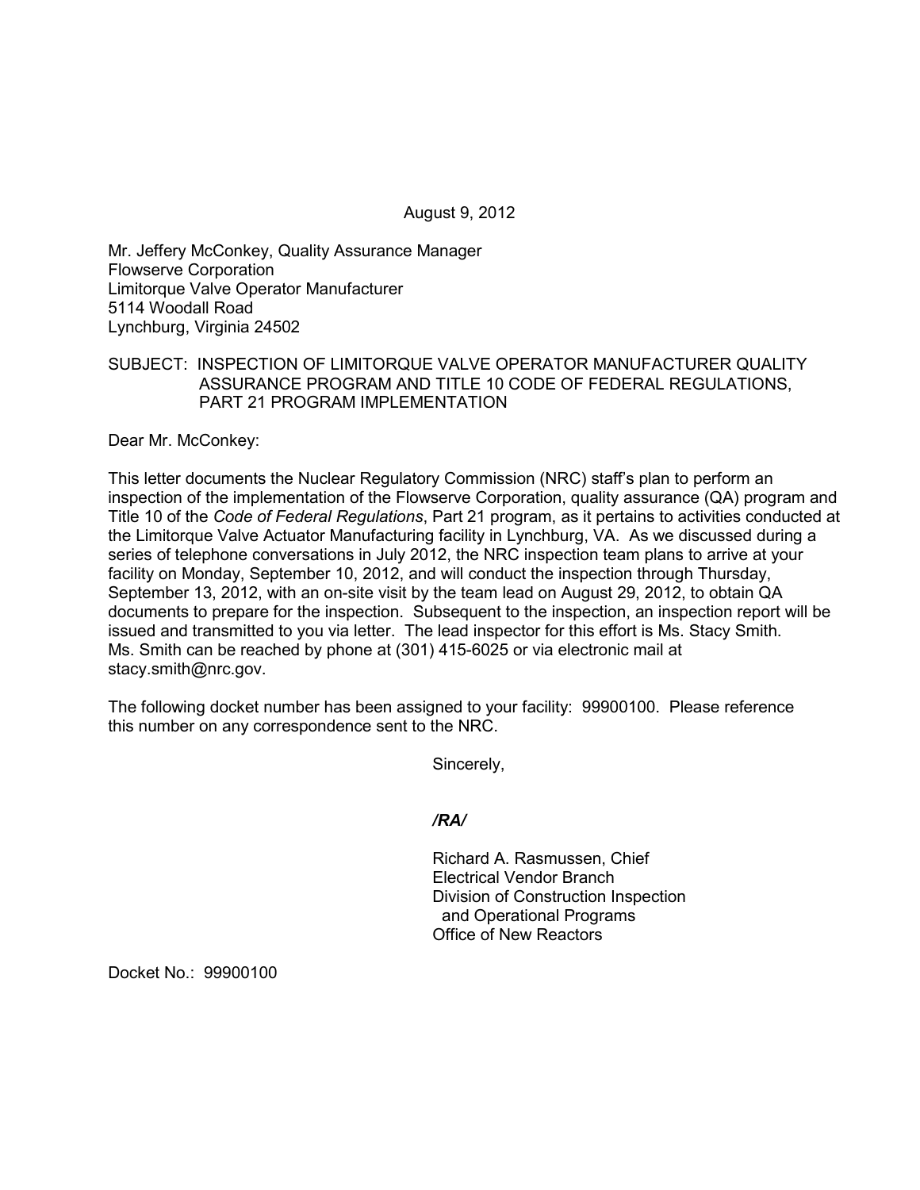August 9, 2012

Mr. Jeffery McConkey, Quality Assurance Manager
Flowserve Corporation
Limitorque Valve Operator Manufacturer
5114 Woodall Road
Lynchburg, Virginia 24502

SUBJECT: INSPECTION OF LIMITORQUE VALVE OPERATOR MANUFACTURER QUALITY ASSURANCE PROGRAM AND TITLE 10 CODE OF FEDERAL REGULATIONS, PART 21 PROGRAM IMPLEMENTATION

Dear Mr. McConkey:

This letter documents the Nuclear Regulatory Commission (NRC) staff's plan to perform an inspection of the implementation of the Flowserve Corporation, quality assurance (QA) program and Title 10 of the *Code of Federal Regulations*, Part 21 program, as it pertains to activities conducted at the Limitorque Valve Actuator Manufacturing facility in Lynchburg, VA. As we discussed during a series of telephone conversations in July 2012, the NRC inspection team plans to arrive at your facility on Monday, September 10, 2012, and will conduct the inspection through Thursday, September 13, 2012, with an on-site visit by the team lead on August 29, 2012, to obtain QA documents to prepare for the inspection. Subsequent to the inspection, an inspection report will be issued and transmitted to you via letter. The lead inspector for this effort is Ms. Stacy Smith. Ms. Smith can be reached by phone at (301) 415-6025 or via electronic mail at stacy.smith@nrc.gov.

The following docket number has been assigned to your facility: 99900100. Please reference this number on any correspondence sent to the NRC.

Sincerely,

*/RA/*

Richard A. Rasmussen, Chief
Electrical Vendor Branch
Division of Construction Inspection
and Operational Programs
Office of New Reactors

Docket No.: 99900100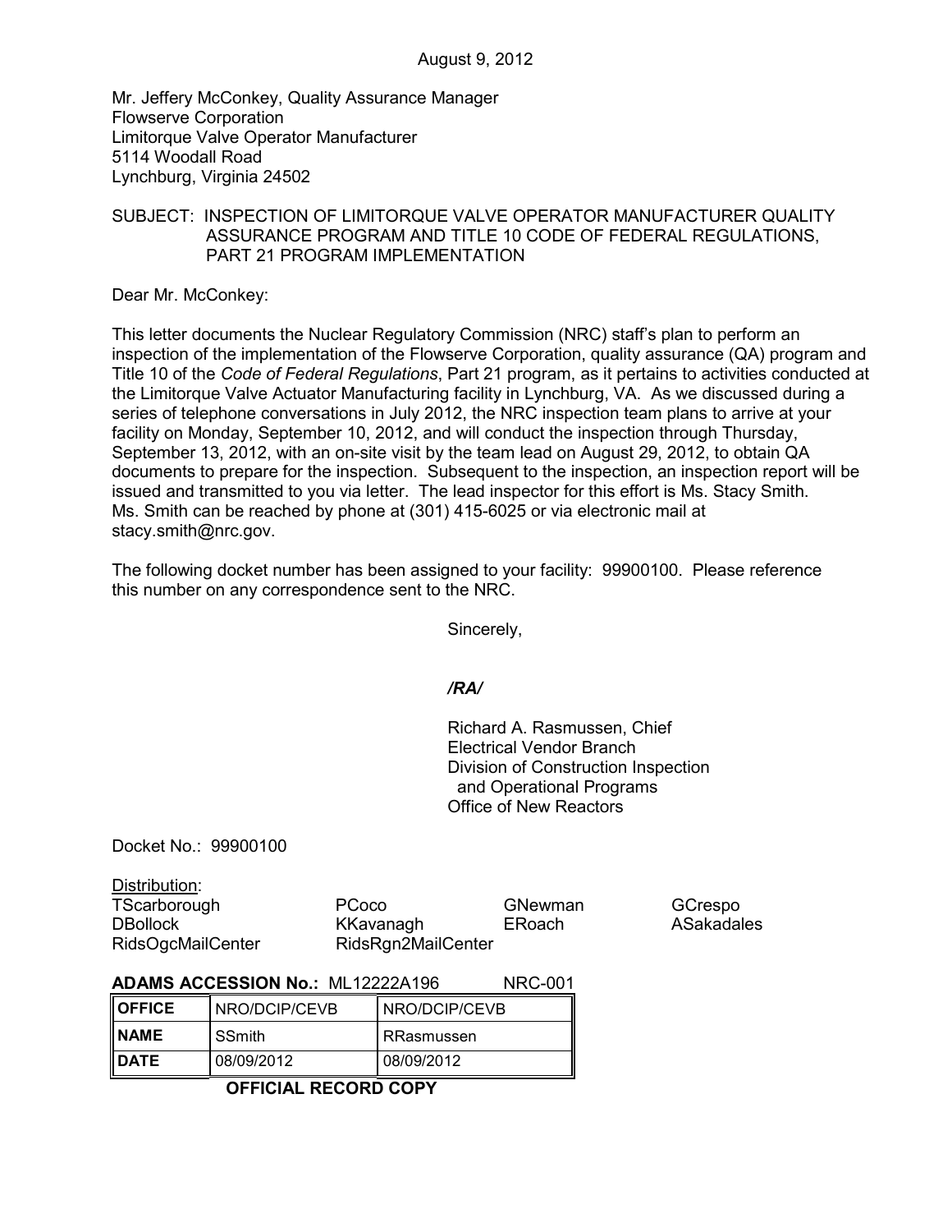August 9, 2012

Mr. Jeffery McConkey, Quality Assurance Manager
Flowserve Corporation
Limitorque Valve Operator Manufacturer
5114 Woodall Road
Lynchburg, Virginia 24502

SUBJECT: INSPECTION OF LIMITORQUE VALVE OPERATOR MANUFACTURER QUALITY ASSURANCE PROGRAM AND TITLE 10 CODE OF FEDERAL REGULATIONS, PART 21 PROGRAM IMPLEMENTATION

Dear Mr. McConkey:

This letter documents the Nuclear Regulatory Commission (NRC) staff's plan to perform an inspection of the implementation of the Flowserve Corporation, quality assurance (QA) program and Title 10 of the *Code of Federal Regulations*, Part 21 program, as it pertains to activities conducted at the Limitorque Valve Actuator Manufacturing facility in Lynchburg, VA. As we discussed during a series of telephone conversations in July 2012, the NRC inspection team plans to arrive at your facility on Monday, September 10, 2012, and will conduct the inspection through Thursday, September 13, 2012, with an on-site visit by the team lead on August 29, 2012, to obtain QA documents to prepare for the inspection. Subsequent to the inspection, an inspection report will be issued and transmitted to you via letter. The lead inspector for this effort is Ms. Stacy Smith. Ms. Smith can be reached by phone at (301) 415-6025 or via electronic mail at stacy.smith@nrc.gov.

The following docket number has been assigned to your facility: 99900100. Please reference this number on any correspondence sent to the NRC.

Sincerely,

*/RA/*

Richard A. Rasmussen, Chief
Electrical Vendor Branch
Division of Construction Inspection
and Operational Programs
Office of New Reactors

Docket No.: 99900100

Distribution:

| | | | |
|---|---|---|---|
| TScarborough | PCoco | GNewman | GCrespo |
| DBollock | KKavanagh | ERoach | ASakadales |
| RidsOgcMailCenter | RidsRgn2MailCenter | | |

**ADAMS ACCESSION No.:** ML12222A196 NRC-001

| **OFFICE** | NRO/DCIP/CEVB | NRO/DCIP/CEVB |
|---|---|---|
| **NAME** | SSmith | RRasmussen |
| **DATE** | 08/09/2012 | 08/09/2012 |

**OFFICIAL RECORD COPY**